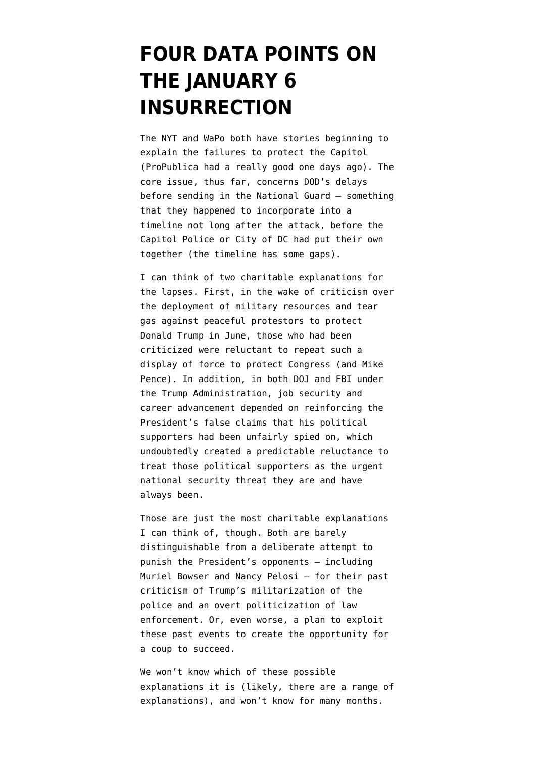# FOUR DATA POINTS ON THE JANUARY 6 INSURRECTION

The NYT and WaPo both have stories beginning to explain the failures to protect the Capitol (ProPublica had a really good one days ago). The core issue, thus far, concerns DOD's delays before sending in the National Guard — something that they happened to incorporate into a timeline not long after the attack, before the Capitol Police or City of DC had put their own together (the timeline has some gaps).

I can think of two charitable explanations for the lapses. First, in the wake of criticism over the deployment of military resources and tear gas against peaceful protestors to protect Donald Trump in June, those who had been criticized were reluctant to repeat such a display of force to protect Congress (and Mike Pence). In addition, in both DOJ and FBI under the Trump Administration, job security and career advancement depended on reinforcing the President's false claims that his political supporters had been unfairly spied on, which undoubtedly created a predictable reluctance to treat those political supporters as the urgent national security threat they are and have always been.

Those are just the most charitable explanations I can think of, though. Both are barely distinguishable from a deliberate attempt to punish the President's opponents — including Muriel Bowser and Nancy Pelosi — for their past criticism of Trump's militarization of the police and an overt politicization of law enforcement. Or, even worse, a plan to exploit these past events to create the opportunity for a coup to succeed.

We won't know which of these possible explanations it is (likely, there are a range of explanations), and won't know for many months.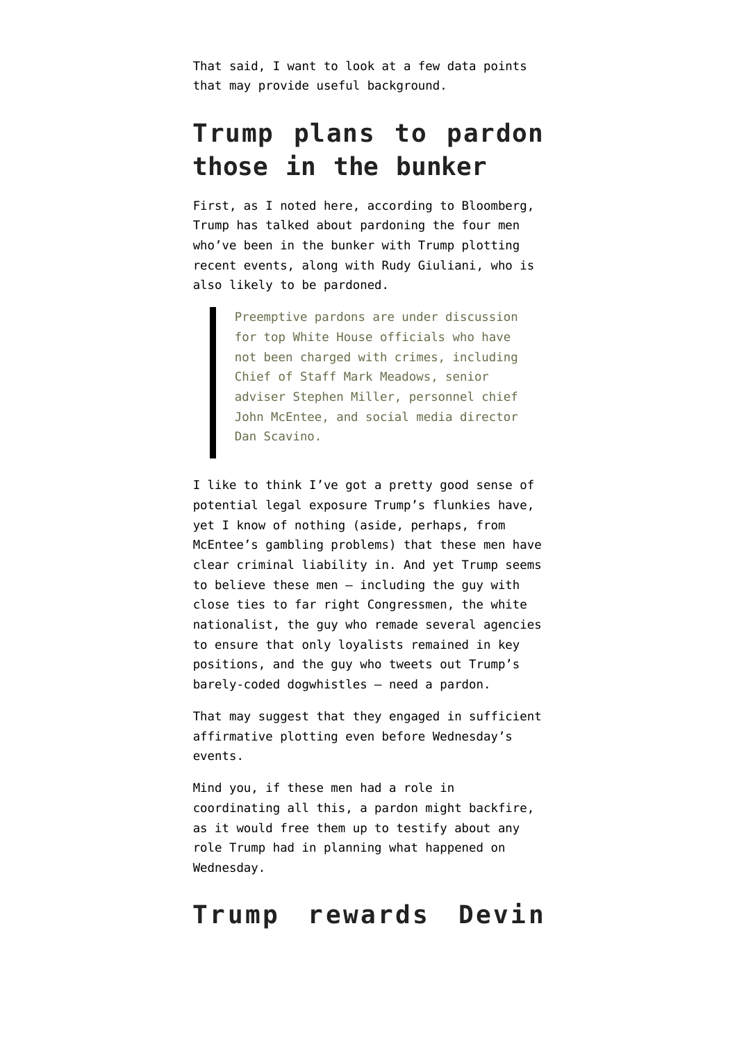That said, I want to look at a few data points that may provide useful background.

## Trump plans to pardon those in the bunker

First, as I noted here, according to Bloomberg, Trump has talked about pardoning the four men who've been in the bunker with Trump plotting recent events, along with Rudy Giuliani, who is also likely to be pardoned.

> Preemptive pardons are under discussion for top White House officials who have not been charged with crimes, including Chief of Staff Mark Meadows, senior adviser Stephen Miller, personnel chief John McEntee, and social media director Dan Scavino.

I like to think I've got a pretty good sense of potential legal exposure Trump's flunkies have, yet I know of nothing (aside, perhaps, from McEntee's gambling problems) that these men have clear criminal liability in. And yet Trump seems to believe these men — including the guy with close ties to far right Congressmen, the white nationalist, the guy who remade several agencies to ensure that only loyalists remained in key positions, and the guy who tweets out Trump's barely-coded dogwhistles — need a pardon.

That may suggest that they engaged in sufficient affirmative plotting even before Wednesday's events.

Mind you, if these men had a role in coordinating all this, a pardon might backfire, as it would free them up to testify about any role Trump had in planning what happened on Wednesday.

## Trump rewards Devin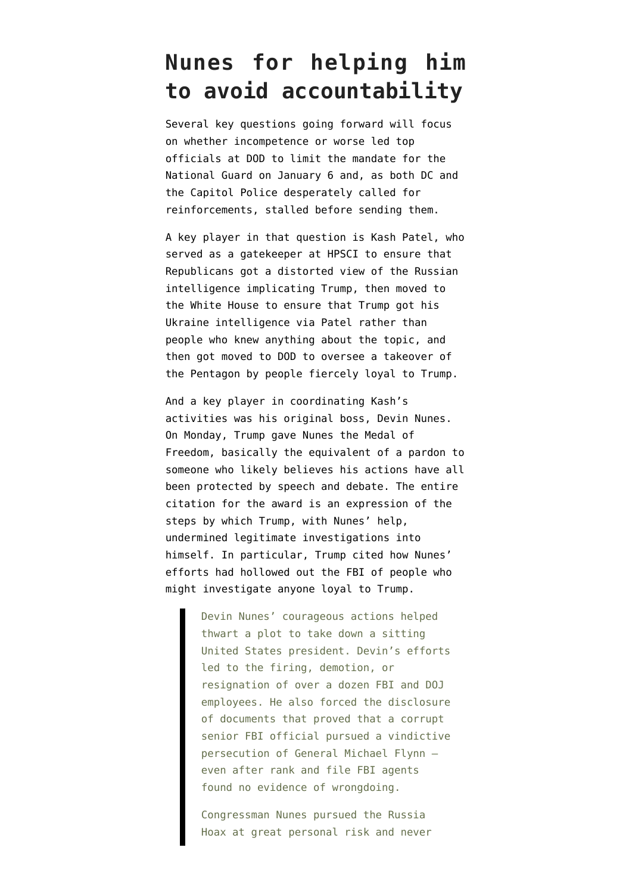# Nunes for helping him to avoid accountability

Several key questions going forward will focus on whether incompetence or worse led top officials at DOD to limit the mandate for the National Guard on January 6 and, as both DC and the Capitol Police desperately called for reinforcements, stalled before sending them.

A key player in that question is Kash Patel, who served as a gatekeeper at HPSCI to ensure that Republicans got a distorted view of the Russian intelligence implicating Trump, then moved to the White House to ensure that Trump got his Ukraine intelligence via Patel rather than people who knew anything about the topic, and then got moved to DOD to oversee a takeover of the Pentagon by people fiercely loyal to Trump.

And a key player in coordinating Kash's activities was his original boss, Devin Nunes. On Monday, Trump gave Nunes the Medal of Freedom, basically the equivalent of a pardon to someone who likely believes his actions have all been protected by speech and debate. The entire citation for the award is an expression of the steps by which Trump, with Nunes' help, undermined legitimate investigations into himself. In particular, Trump cited how Nunes' efforts had hollowed out the FBI of people who might investigate anyone loyal to Trump.

> Devin Nunes' courageous actions helped thwart a plot to take down a sitting United States president. Devin's efforts led to the firing, demotion, or resignation of over a dozen FBI and DOJ employees. He also forced the disclosure of documents that proved that a corrupt senior FBI official pursued a vindictive persecution of General Michael Flynn — even after rank and file FBI agents found no evidence of wrongdoing.
>
> Congressman Nunes pursued the Russia Hoax at great personal risk and never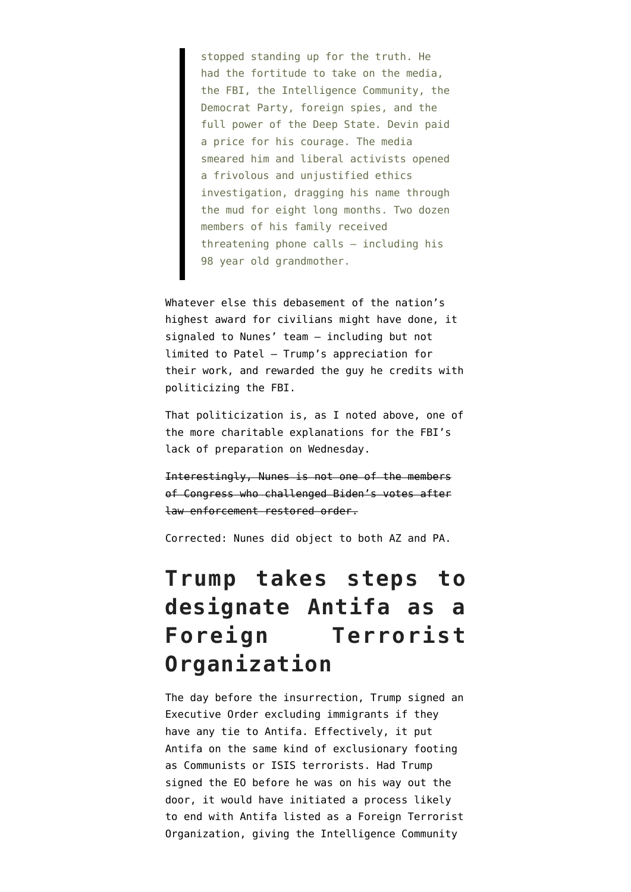> stopped standing up for the truth. He had the fortitude to take on the media, the FBI, the Intelligence Community, the Democrat Party, foreign spies, and the full power of the Deep State. Devin paid a price for his courage. The media smeared him and liberal activists opened a frivolous and unjustified ethics investigation, dragging his name through the mud for eight long months. Two dozen members of his family received threatening phone calls — including his 98 year old grandmother.

Whatever else this debasement of the nation's highest award for civilians might have done, it signaled to Nunes' team — including but not limited to Patel — Trump's appreciation for their work, and rewarded the guy he credits with politicizing the FBI.

That politicization is, as I noted above, one of the more charitable explanations for the FBI's lack of preparation on Wednesday.

~~Interestingly, Nunes is not one of the members of Congress who challenged Biden's votes after law enforcement restored order.~~

Corrected: Nunes did object to both AZ and PA.

# Trump takes steps to designate Antifa as a Foreign Terrorist Organization

The day before the insurrection, Trump signed an Executive Order excluding immigrants if they have any tie to Antifa. Effectively, it put Antifa on the same kind of exclusionary footing as Communists or ISIS terrorists. Had Trump signed the EO before he was on his way out the door, it would have initiated a process likely to end with Antifa listed as a Foreign Terrorist Organization, giving the Intelligence Community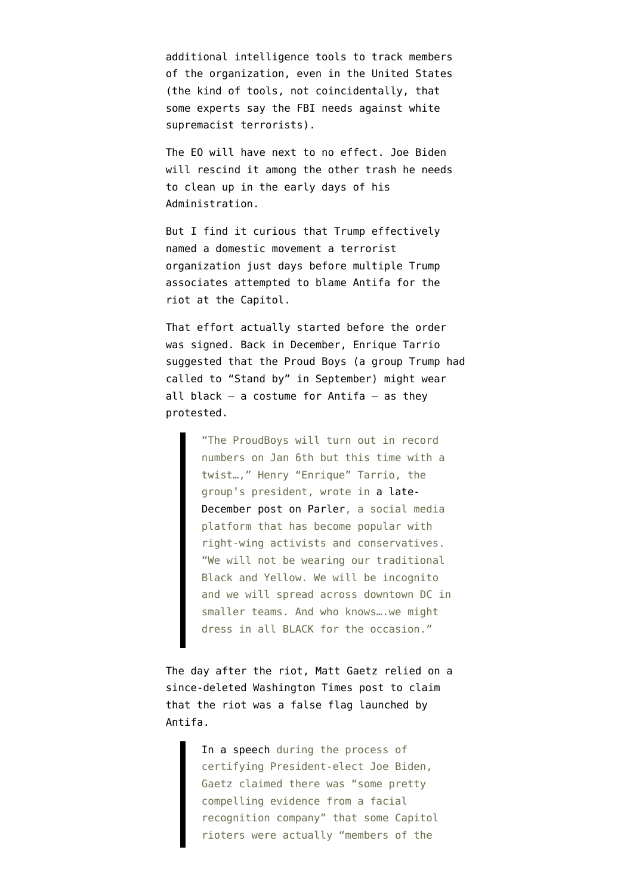additional intelligence tools to track members of the organization, even in the United States (the kind of tools, not coincidentally, that some experts say the FBI needs against white supremacist terrorists).

The EO will have next to no effect. Joe Biden will rescind it among the other trash he needs to clean up in the early days of his Administration.

But I find it curious that Trump effectively named a domestic movement a terrorist organization just days before multiple Trump associates attempted to blame Antifa for the riot at the Capitol.

That effort actually started before the order was signed. Back in December, Enrique Tarrio suggested that the Proud Boys (a group Trump had called to "Stand by" in September) might wear all black — a costume for Antifa — as they protested.

> "The ProudBoys will turn out in record numbers on Jan 6th but this time with a twist…," Henry "Enrique" Tarrio, the group's president, wrote in a late-December post on Parler, a social media platform that has become popular with right-wing activists and conservatives. "We will not be wearing our traditional Black and Yellow. We will be incognito and we will spread across downtown DC in smaller teams. And who knows….we might dress in all BLACK for the occasion."

The day after the riot, Matt Gaetz relied on a since-deleted Washington Times post to claim that the riot was a false flag launched by Antifa.

> In a speech during the process of certifying President-elect Joe Biden, Gaetz claimed there was "some pretty compelling evidence from a facial recognition company" that some Capitol rioters were actually "members of the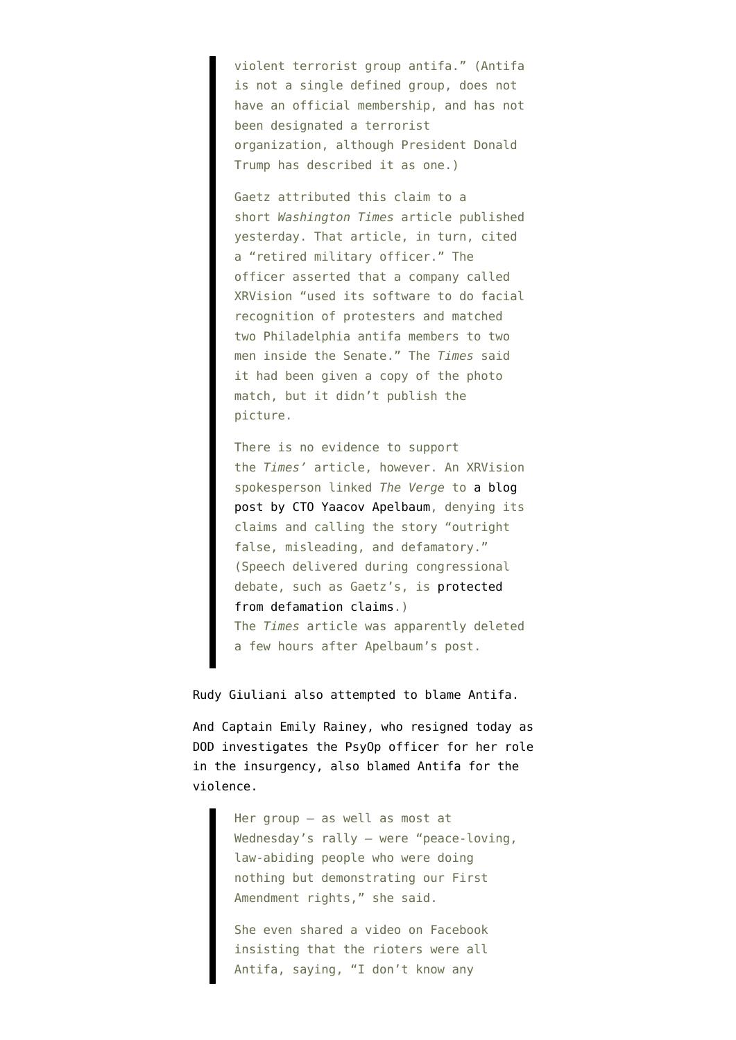> violent terrorist group antifa." (Antifa is not a single defined group, does not have an official membership, and has not been designated a terrorist organization, although President Donald Trump has described it as one.)
>
> Gaetz attributed this claim to a short *Washington Times* article published yesterday. That article, in turn, cited a "retired military officer." The officer asserted that a company called XRVision "used its software to do facial recognition of protesters and matched two Philadelphia antifa members to two men inside the Senate." The *Times* said it had been given a copy of the photo match, but it didn't publish the picture.
>
> There is no evidence to support the *Times'* article, however. An XRVision spokesperson linked *The Verge* to a blog post by CTO Yaacov Apelbaum, denying its claims and calling the story "outright false, misleading, and defamatory." (Speech delivered during congressional debate, such as Gaetz's, is protected from defamation claims.) The *Times* article was apparently deleted a few hours after Apelbaum's post.

Rudy Giuliani also attempted to blame Antifa.

And Captain Emily Rainey, who resigned today as DOD investigates the PsyOp officer for her role in the insurgency, also blamed Antifa for the violence.

> Her group — as well as most at Wednesday's rally — were "peace-loving, law-abiding people who were doing nothing but demonstrating our First Amendment rights," she said.
>
> She even shared a video on Facebook insisting that the rioters were all Antifa, saying, "I don't know any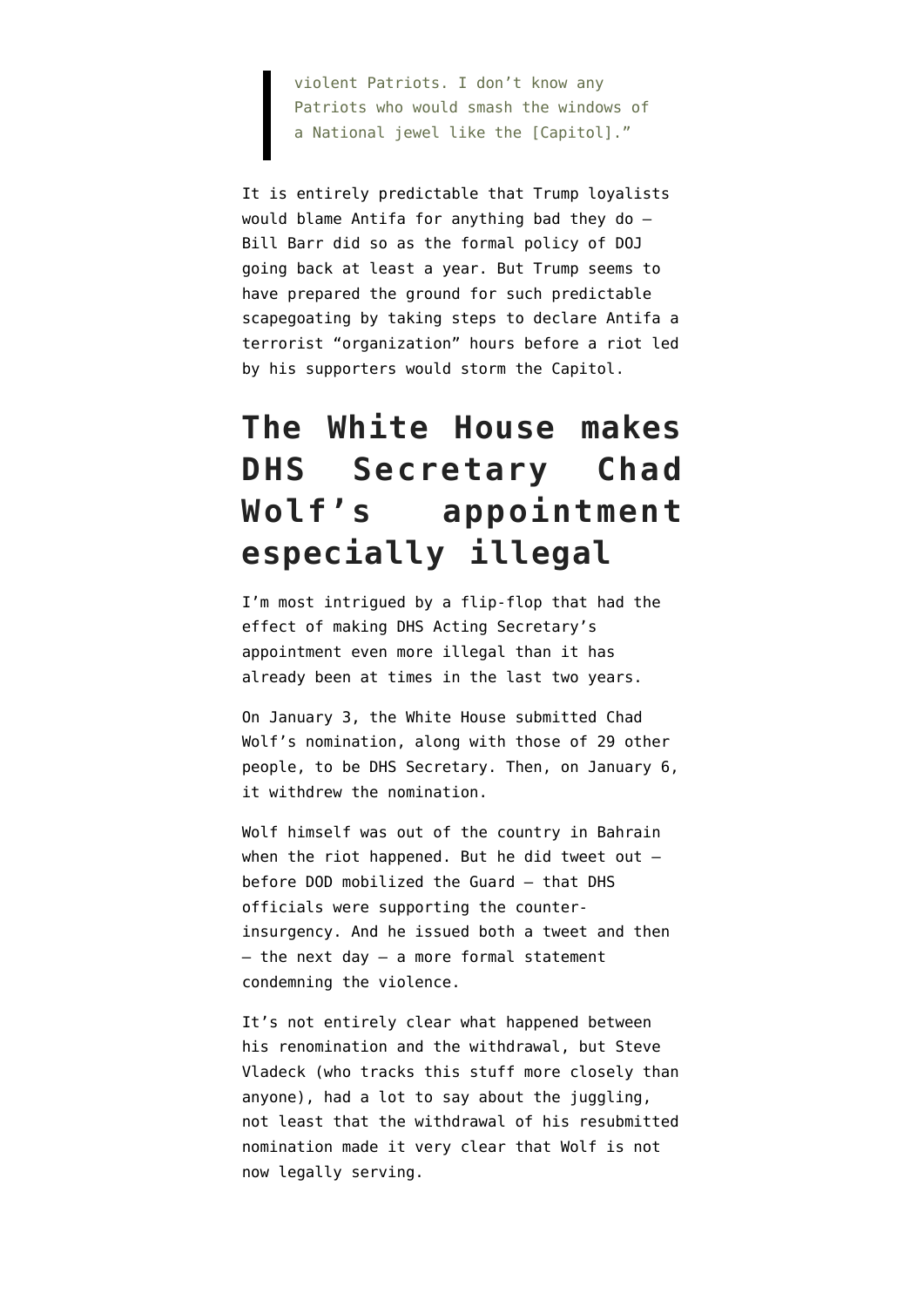> violent Patriots. I don't know any Patriots who would smash the windows of a National jewel like the [Capitol]."

It is entirely predictable that Trump loyalists would blame Antifa for anything bad they do — Bill Barr did so as the formal policy of DOJ going back at least a year. But Trump seems to have prepared the ground for such predictable scapegoating by taking steps to declare Antifa a terrorist "organization" hours before a riot led by his supporters would storm the Capitol.

## The White House makes DHS Secretary Chad Wolf's appointment especially illegal

I'm most intrigued by a flip-flop that had the effect of making DHS Acting Secretary's appointment even more illegal than it has already been at times in the last two years.

On January 3, the White House submitted Chad Wolf's nomination, along with those of 29 other people, to be DHS Secretary. Then, on January 6, it withdrew the nomination.

Wolf himself was out of the country in Bahrain when the riot happened. But he did tweet out — before DOD mobilized the Guard — that DHS officials were supporting the counter-insurgency. And he issued both a tweet and then — the next day — a more formal statement condemning the violence.

It's not entirely clear what happened between his renomination and the withdrawal, but Steve Vladeck (who tracks this stuff more closely than anyone), had a lot to say about the juggling, not least that the withdrawal of his resubmitted nomination made it very clear that Wolf is not now legally serving.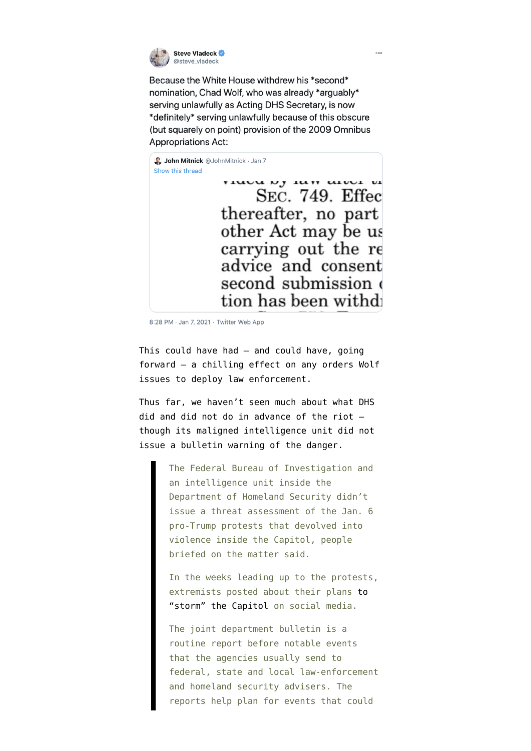Steve Vladeck @steve_vladeck

Because the White House withdrew his *second* nomination, Chad Wolf, who was already *arguably* serving unlawfully as Acting DHS Secretary, is now *definitely* serving unlawfully because of this obscure (but squarely on point) provision of the 2009 Omnibus Appropriations Act:

> John Mitnick @JohnMitnick · Jan 7
> Show this thread
>
> SEC. 749. Effec
> thereafter, no part
> other Act may be us
> carrying out the re
> advice and consent
> second submission
> tion has been withd

8:28 PM · Jan 7, 2021 · Twitter Web App

This could have had — and could have, going forward — a chilling effect on any orders Wolf issues to deploy law enforcement.

Thus far, we haven't seen much about what DHS did and did not do in advance of the riot — though its maligned intelligence unit did not issue a bulletin warning of the danger.

> The Federal Bureau of Investigation and an intelligence unit inside the Department of Homeland Security didn't issue a threat assessment of the Jan. 6 pro-Trump protests that devolved into violence inside the Capitol, people briefed on the matter said.
>
> In the weeks leading up to the protests, extremists posted about their plans to "storm" the Capitol on social media.
>
> The joint department bulletin is a routine report before notable events that the agencies usually send to federal, state and local law-enforcement and homeland security advisers. The reports help plan for events that could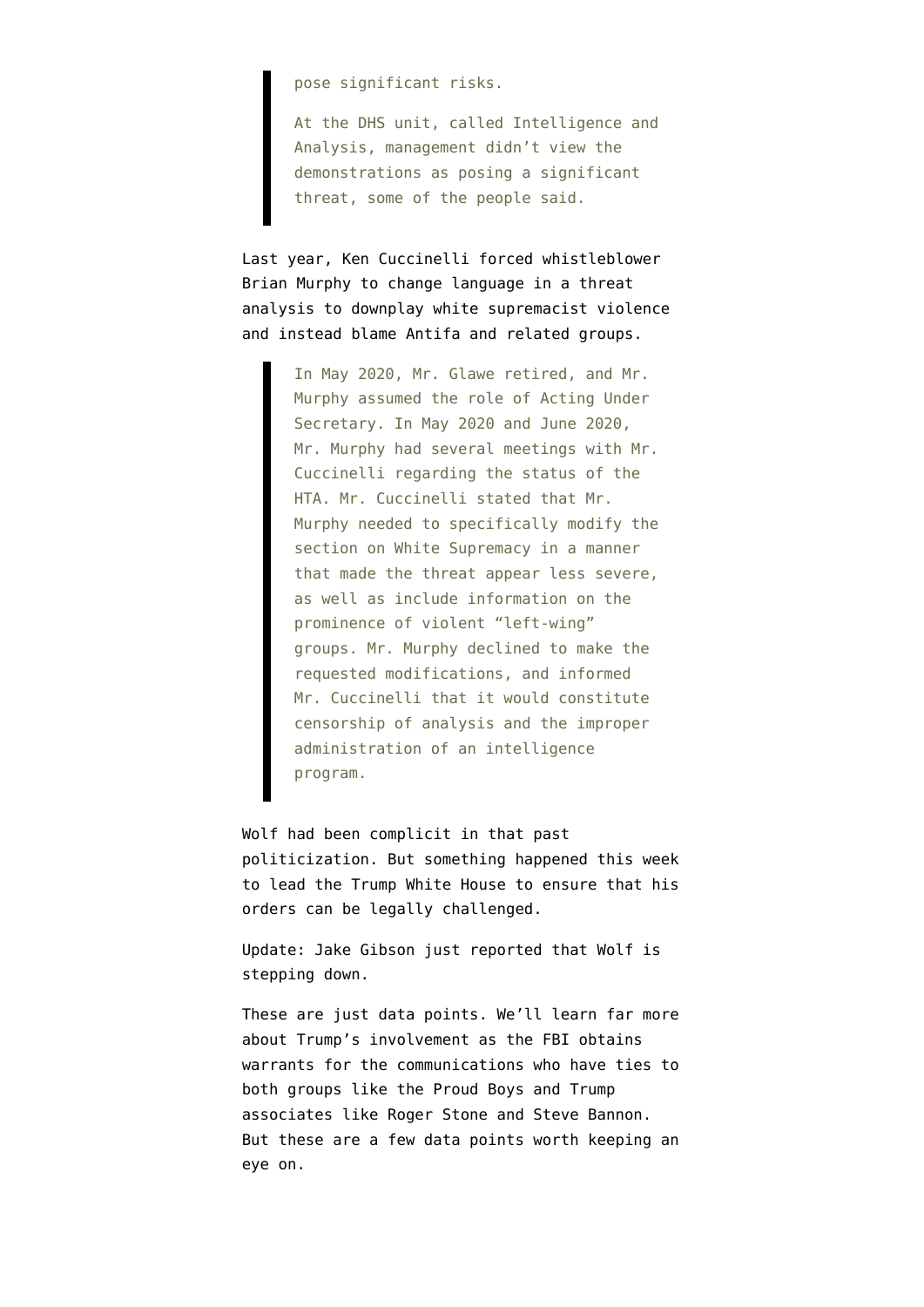> pose significant risks.
>
> At the DHS unit, called Intelligence and Analysis, management didn't view the demonstrations as posing a significant threat, some of the people said.

Last year, Ken Cuccinelli forced whistleblower Brian Murphy to change language in a threat analysis to downplay white supremacist violence and instead blame Antifa and related groups.

> In May 2020, Mr. Glawe retired, and Mr. Murphy assumed the role of Acting Under Secretary. In May 2020 and June 2020, Mr. Murphy had several meetings with Mr. Cuccinelli regarding the status of the HTA. Mr. Cuccinelli stated that Mr. Murphy needed to specifically modify the section on White Supremacy in a manner that made the threat appear less severe, as well as include information on the prominence of violent "left-wing" groups. Mr. Murphy declined to make the requested modifications, and informed Mr. Cuccinelli that it would constitute censorship of analysis and the improper administration of an intelligence program.

Wolf had been complicit in that past politicization. But something happened this week to lead the Trump White House to ensure that his orders can be legally challenged.

Update: Jake Gibson just reported that Wolf is stepping down.

These are just data points. We'll learn far more about Trump's involvement as the FBI obtains warrants for the communications who have ties to both groups like the Proud Boys and Trump associates like Roger Stone and Steve Bannon. But these are a few data points worth keeping an eye on.